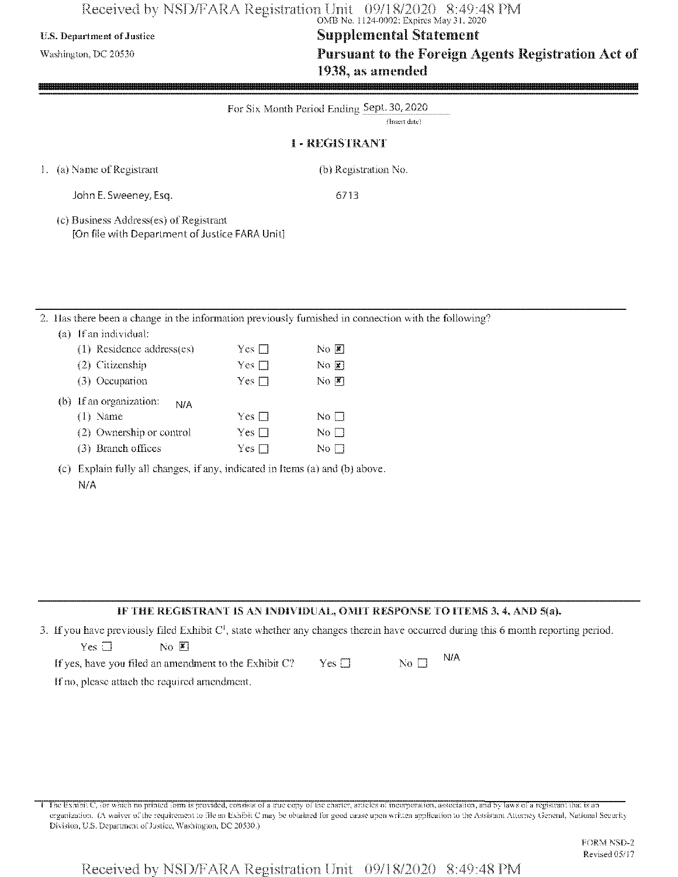OMB No. 1124-0002; Expires May 31, 2020

U.S. Department of Justice

Washington, DC 20530

# Supplemental Statement
# Pursuant to the Foreign Agents Registration Act of 1938, as amended

For Six Month Period Ending Sept. 30, 2020
(Insert date)

## I - REGISTRANT

1. (a) Name of Registrant

   John E. Sweeney, Esq.

   (b) Registration No.

   6713

   (c) Business Address(es) of Registrant
   [On file with Department of Justice FARA Unit]

2. Has there been a change in the information previously furnished in connection with the following?

   (a) If an individual:

   | | | |
   |---|---|---|
   | (1) Residence address(es) | Yes ☐ | No ☒ |
   | (2) Citizenship | Yes ☐ | No ☒ |
   | (3) Occupation | Yes ☐ | No ☒ |

   (b) If an organization: N/A

   | | | |
   |---|---|---|
   | (1) Name | Yes ☐ | No ☐ |
   | (2) Ownership or control | Yes ☐ | No ☐ |
   | (3) Branch offices | Yes ☐ | No ☐ |

   (c) Explain fully all changes, if any, indicated in Items (a) and (b) above.

   N/A

**IF THE REGISTRANT IS AN INDIVIDUAL, OMIT RESPONSE TO ITEMS 3, 4, AND 5(a).**

3. If you have previously filed Exhibit C[1], state whether any changes therein have occurred during this 6 month reporting period.

   Yes ☐ No ☒

   If yes, have you filed an amendment to the Exhibit C? Yes ☐ No ☐ N/A

   If no, please attach the required amendment.

[1] The Exhibit C, for which no printed form is provided, consists of a true copy of the charter, articles of incorporation, association, and by laws of a registrant that is an organization. (A waiver of the requirement to file an Exhibit C may be obtained for good cause upon written application to the Assistant Attorney General, National Security Division, U.S. Department of Justice, Washington, DC 20530.)

FORM NSD-2
Revised 05/17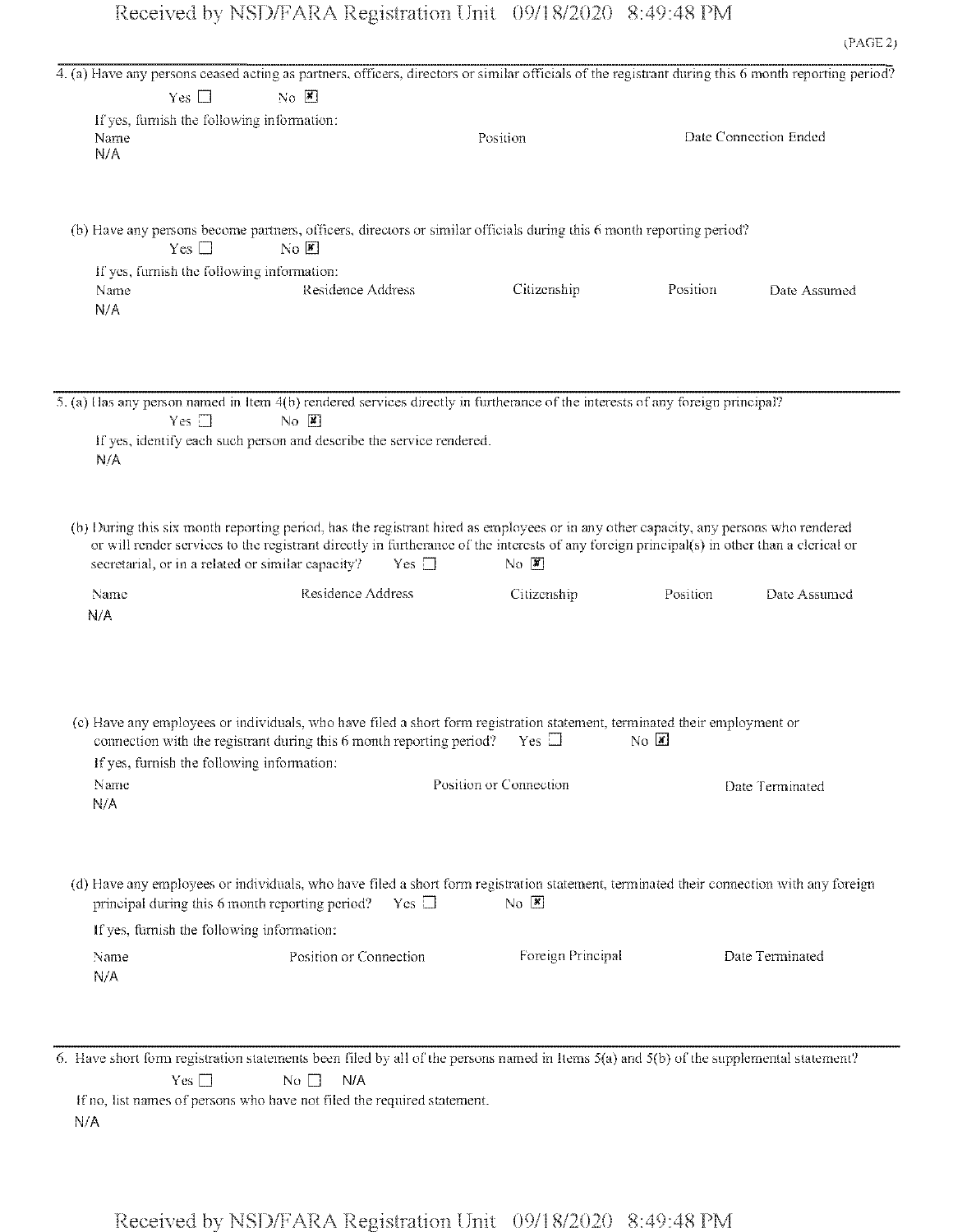4. (a) Have any persons ceased acting as partners, officers, directors or similar officials of the registrant during this 6 month reporting period?

Yes ☐ No ☒

If yes, furnish the following information:

| Name | Position | Date Connection Ended |
|---|---|---|
| N/A | | |

(b) Have any persons become partners, officers, directors or similar officials during this 6 month reporting period?

Yes ☐ No ☒

If yes, furnish the following information:

| Name | Residence Address | Citizenship | Position | Date Assumed |
|---|---|---|---|---|
| N/A | | | | |

5. (a) Has any person named in Item 4(b) rendered services directly in furtherance of the interests of any foreign principal?

Yes ☐ No ☒

If yes, identify each such person and describe the service rendered.

N/A

(b) During this six month reporting period, has the registrant hired as employees or in any other capacity, any persons who rendered or will render services to the registrant directly in furtherance of the interests of any foreign principal(s) in other than a clerical or secretarial, or in a related or similar capacity? Yes ☐ No ☒

| Name | Residence Address | Citizenship | Position | Date Assumed |
|---|---|---|---|---|
| N/A | | | | |

(c) Have any employees or individuals, who have filed a short form registration statement, terminated their employment or connection with the registrant during this 6 month reporting period? Yes ☐ No ☒

If yes, furnish the following information:

| Name | Position or Connection | Date Terminated |
|---|---|---|
| N/A | | |

(d) Have any employees or individuals, who have filed a short form registration statement, terminated their connection with any foreign principal during this 6 month reporting period? Yes ☐ No ☒

If yes, furnish the following information:

| Name | Position or Connection | Foreign Principal | Date Terminated |
|---|---|---|---|
| N/A | | | |

6. Have short form registration statements been filed by all of the persons named in Items 5(a) and 5(b) of the supplemental statement?

Yes ☐ No ☐ N/A

If no, list names of persons who have not filed the required statement.

N/A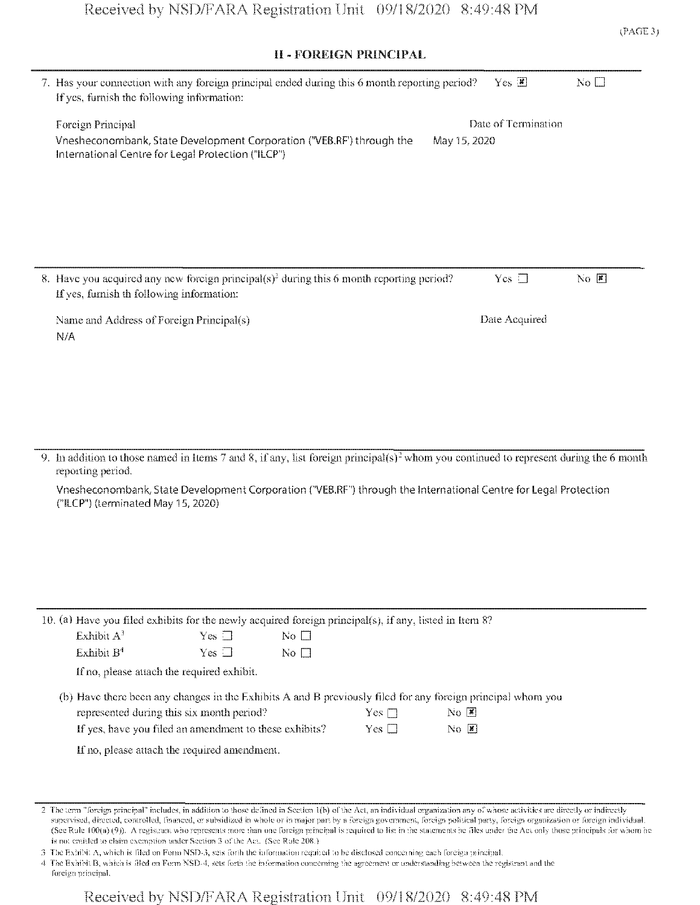## II - FOREIGN PRINCIPAL

7. Has your connection with any foreign principal ended during this 6 month reporting period? Yes ☒ No ☐

   If yes, furnish the following information:

| Foreign Principal | Date of Termination |
|---|---|
| Vnesheconombank, State Development Corporation ("VEB.RF") through the International Centre for Legal Protection ("ILCP") | May 15, 2020 |

8. Have you acquired any new foreign principal(s)[2] during this 6 month reporting period? Yes ☐ No ☒

   If yes, furnish th following information:

| Name and Address of Foreign Principal(s) | Date Acquired |
|---|---|
| N/A | |

9. In addition to those named in Items 7 and 8, if any, list foreign principal(s)[2] whom you continued to represent during the 6 month reporting period.

   Vnesheconombank, State Development Corporation ("VEB.RF") through the International Centre for Legal Protection ("ILCP") (terminated May 15, 2020)

10. (a) Have you filed exhibits for the newly acquired foreign principal(s), if any, listed in Item 8?

    Exhibit A[3] Yes ☐ No ☐

    Exhibit B[4] Yes ☐ No ☐

    If no, please attach the required exhibit.

    (b) Have there been any changes in the Exhibits A and B previously filed for any foreign principal whom you represented during this six month period? Yes ☐ No ☒

    If yes, have you filed an amendment to these exhibits? Yes ☐ No ☒

    If no, please attach the required amendment.

---

2 The term "foreign principal" includes, in addition to those defined in Section 1(b) of the Act, an individual organization any of whose activities are directly or indirectly supervised, directed, controlled, financed, or subsidized in whole or in major part by a foreign government, foreign political party, foreign organization or foreign individual. (See Rule 100(a) (9)). A registrant who represents more than one foreign principal is required to list in the statements he files under the Act only those principals for whom he is not entitled to claim exemption under Section 3 of the Act. (See Rule 208.)

3 The Exhibit A, which is filed on Form NSD-3, sets forth the information required to be disclosed concerning each foreign principal.

4 The Exhibit B, which is filed on Form NSD-4, sets forth the information concerning the agreement or understanding between the registrant and the foreign principal.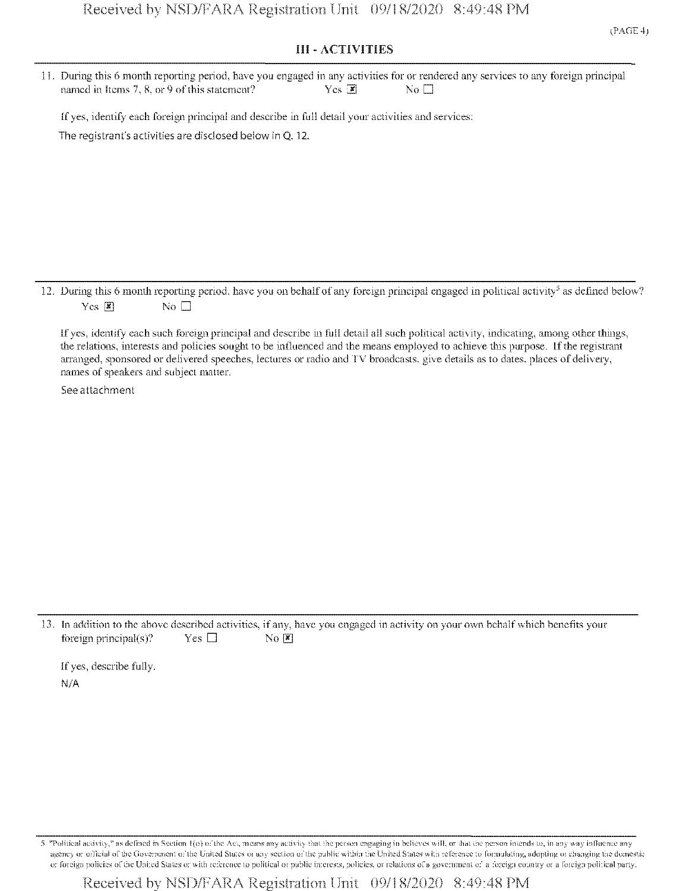## III - ACTIVITIES

11. During this 6 month reporting period, have you engaged in any activities for or rendered any services to any foreign principal named in Items 7, 8, or 9 of this statement? Yes ☒ No ☐

If yes, identify each foreign principal and describe in full detail your activities and services:

The registrant's activities are disclosed below in Q. 12.

12. During this 6 month reporting period, have you on behalf of any foreign principal engaged in political activity[5] as defined below? Yes ☒ No ☐

If yes, identify each such foreign principal and describe in full detail all such political activity, indicating, among other things, the relations, interests and policies sought to be influenced and the means employed to achieve this purpose. If the registrant arranged, sponsored or delivered speeches, lectures or radio and TV broadcasts, give details as to dates, places of delivery, names of speakers and subject matter.

See attachment

13. In addition to the above described activities, if any, have you engaged in activity on your own behalf which benefits your foreign principal(s)? Yes ☐ No ☒

If yes, describe fully.

N/A

[5] "Political activity," as defined in Section 1(o) of the Act, means any activity that the person engaging in believes will, or that the person intends to, in any way influence any agency or official of the Government of the United States or any section of the public within the United States with reference to formulating, adopting or changing the domestic or foreign policies of the United States or with reference to political or public interests, policies, or relations of a government of a foreign country or a foreign political party.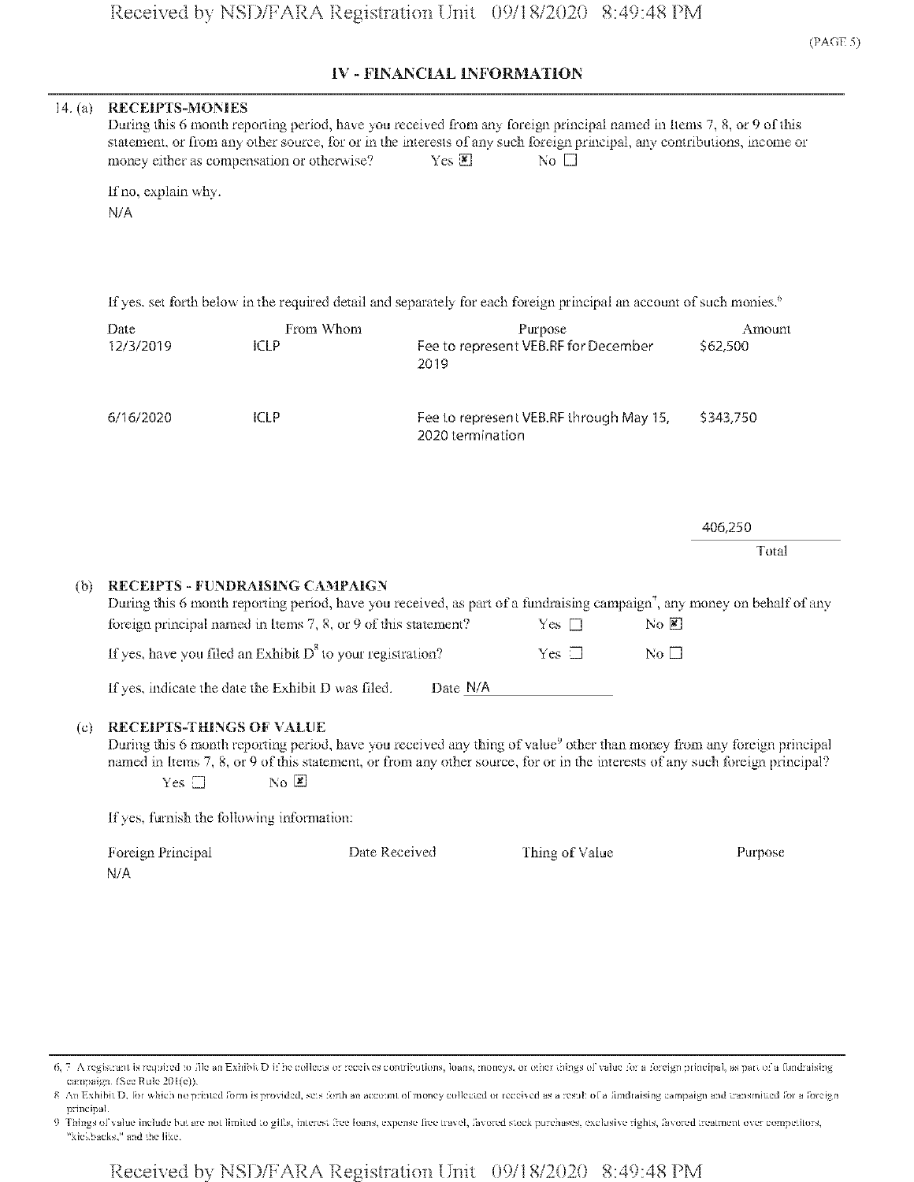## IV - FINANCIAL INFORMATION

14. (a) **RECEIPTS-MONIES**

During this 6 month reporting period, have you received from any foreign principal named in Items 7, 8, or 9 of this statement, or from any other source, for or in the interests of any such foreign principal, any contributions, income or money either as compensation or otherwise? Yes ☒ No ☐

If no, explain why.

N/A

If yes, set forth below in the required detail and separately for each foreign principal an account of such monies.[6]

| Date | From Whom | Purpose | Amount |
|---|---|---|---|
| 12/3/2019 | ICLP | Fee to represent VEB.RF for December 2019 | $62,500 |
| 6/16/2020 | ICLP | Fee to represent VEB.RF through May 15, 2020 termination | $343,750 |
| | | Total | 406,250 |

(b) **RECEIPTS - FUNDRAISING CAMPAIGN**

During this 6 month reporting period, have you received, as part of a fundraising campaign[7], any money on behalf of any foreign principal named in Items 7, 8, or 9 of this statement? Yes ☐ No ☒

If yes, have you filed an Exhibit D[8] to your registration? Yes ☐ No ☐

If yes, indicate the date the Exhibit D was filed. Date N/A

(c) **RECEIPTS-THINGS OF VALUE**

During this 6 month reporting period, have you received any thing of value[9] other than money from any foreign principal named in Items 7, 8, or 9 of this statement, or from any other source, for or in the interests of any such foreign principal? Yes ☐ No ☒

If yes, furnish the following information:

| Foreign Principal | Date Received | Thing of Value | Purpose |
|---|---|---|---|
| N/A | | | |

6, 7 A registrant is required to file an Exhibit D if he collects or receives contributions, loans, moneys, or other things of value for a foreign principal, as part of a fundraising campaign. (See Rule 201(e)).

8 An Exhibit D, for which no printed form is provided, sets forth an account of money collected or received as a result of a fundraising campaign and transmitted for a foreign principal.

9 Things of value include but are not limited to gifts, interest free loans, expense free travel, favored stock purchases, exclusive rights, favored treatment over competitors, "kickbacks," and the like.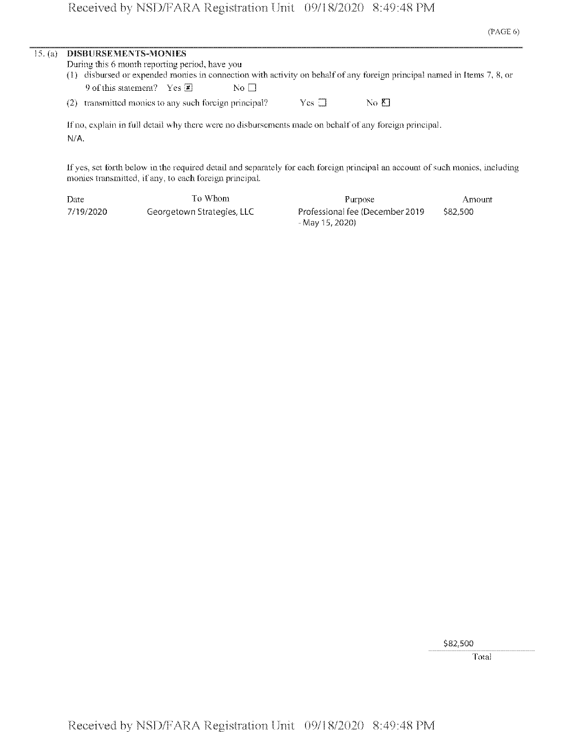(PAGE 6)

15. (a) **DISBURSEMENTS-MONIES**

During this 6 month reporting period, have you

(1) disbursed or expended monies in connection with activity on behalf of any foreign principal named in Items 7, 8, or 9 of this statement? Yes ☒ No ☐

(2) transmitted monies to any such foreign principal? Yes ☐ No ☒

If no, explain in full detail why there were no disbursements made on behalf of any foreign principal.

N/A.

If yes, set forth below in the required detail and separately for each foreign principal an account of such monies, including monies transmitted, if any, to each foreign principal.

| Date | To Whom | Purpose | Amount |
|---|---|---|---|
| 7/19/2020 | Georgetown Strategies, LLC | Professional fee (December 2019 - May 15, 2020) | $82,500 |

$82,500

Total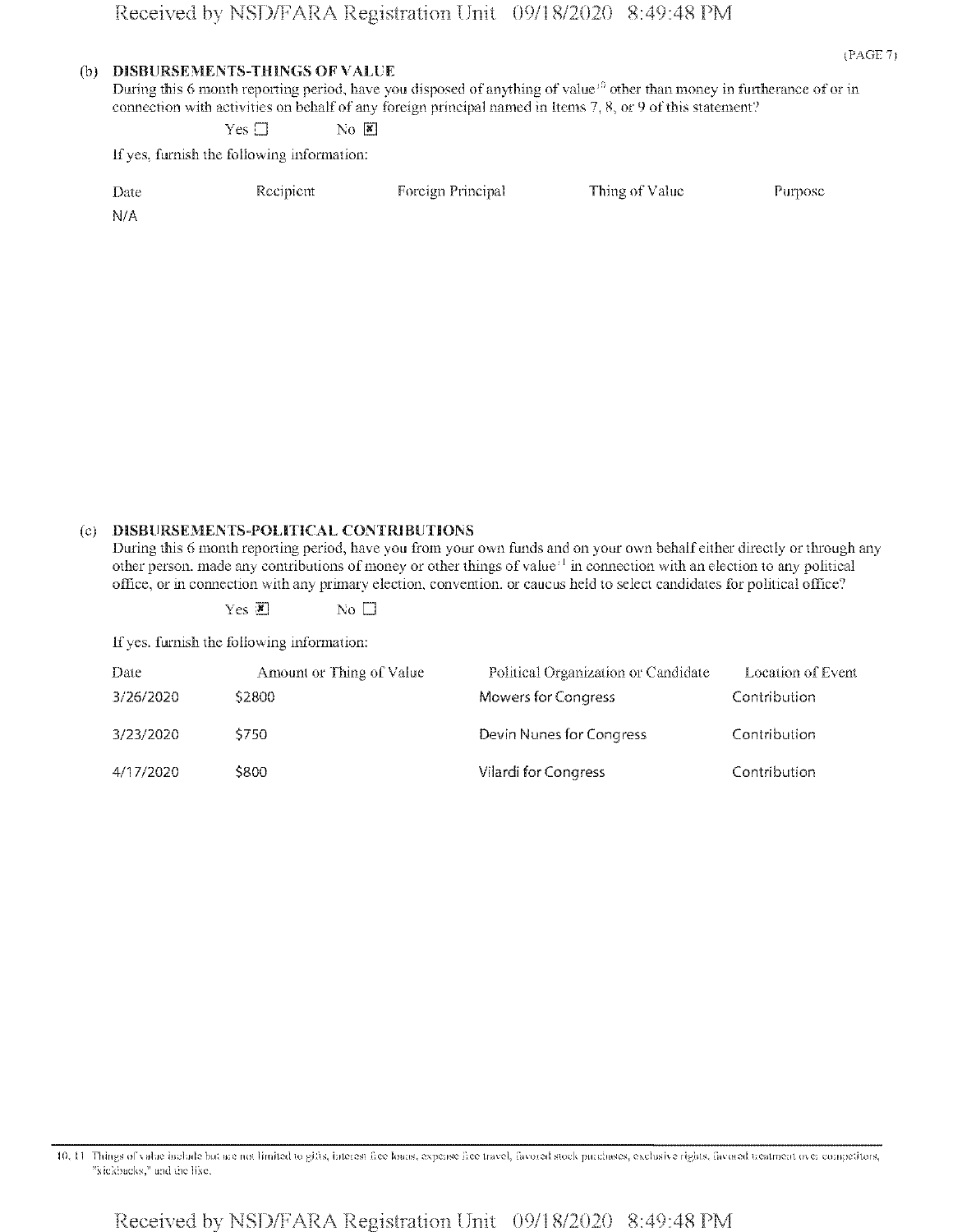(PAGE 7)

(b) **DISBURSEMENTS-THINGS OF VALUE**

During this 6 month reporting period, have you disposed of anything of value[10] other than money in furtherance of or in connection with activities on behalf of any foreign principal named in Items 7, 8, or 9 of this statement?

Yes ☐ No ☒

If yes, furnish the following information:

| Date | Recipient | Foreign Principal | Thing of Value | Purpose |
|---|---|---|---|---|
| N/A | | | | |

(c) **DISBURSEMENTS-POLITICAL CONTRIBUTIONS**

During this 6 month reporting period, have you from your own funds and on your own behalf either directly or through any other person, made any contributions of money or other things of value[11] in connection with an election to any political office, or in connection with any primary election, convention, or caucus held to select candidates for political office?

Yes ☒ No ☐

If yes, furnish the following information:

| Date | Amount or Thing of Value | Political Organization or Candidate | Location of Event |
|---|---|---|---|
| 3/26/2020 | $2800 | Mowers for Congress | Contribution |
| 3/23/2020 | $750 | Devin Nunes for Congress | Contribution |
| 4/17/2020 | $800 | Vilardi for Congress | Contribution |

10, 11 Things of value include but are not limited to gifts, interest free loans, expense free travel, favored stock purchases, exclusive rights, favored treatment over competitors, "kickbacks," and the like.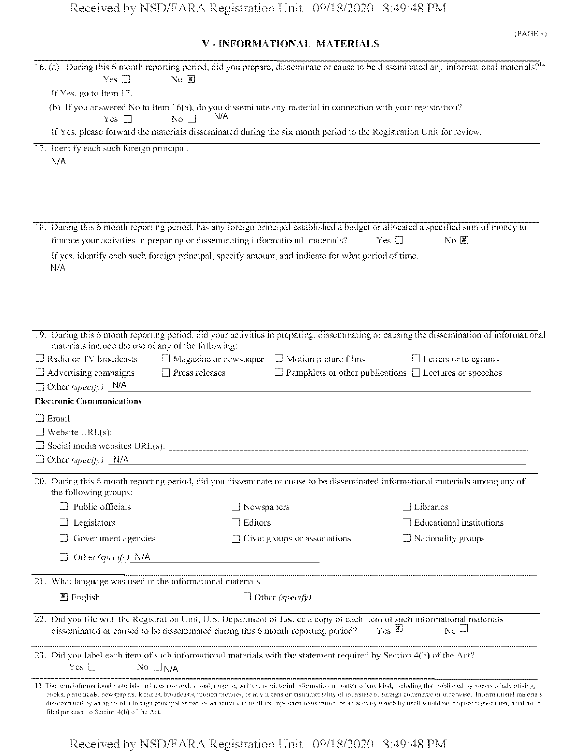## V - INFORMATIONAL MATERIALS

16. (a) During this 6 month reporting period, did you prepare, disseminate or cause to be disseminated any informational materials?[12]

Yes ☐ No ☒

If Yes, go to Item 17.

(b) If you answered No to Item 16(a), do you disseminate any material in connection with your registration?

Yes ☐ No ☐ N/A

If Yes, please forward the materials disseminated during the six month period to the Registration Unit for review.

17. Identify each such foreign principal.

N/A

18. During this 6 month reporting period, has any foreign principal established a budget or allocated a specified sum of money to finance your activities in preparing or disseminating informational materials? Yes ☐ No ☒

If yes, identify each such foreign principal, specify amount, and indicate for what period of time.

N/A

19. During this 6 month reporting period, did your activities in preparing, disseminating or causing the dissemination of informational materials include the use of any of the following:

☐ Radio or TV broadcasts ☐ Magazine or newspaper ☐ Motion picture films ☐ Letters or telegrams

☐ Advertising campaigns ☐ Press releases ☐ Pamphlets or other publications ☐ Lectures or speeches

☐ Other *(specify)* N/A

**Electronic Communications**

☐ Email

☐ Website URL(s): ______

☐ Social media websites URL(s): ______

☐ Other *(specify)* N/A

20. During this 6 month reporting period, did you disseminate or cause to be disseminated informational materials among any of the following groups:

☐ Public officials ☐ Newspapers ☐ Libraries

☐ Legislators ☐ Editors ☐ Educational institutions

☐ Government agencies ☐ Civic groups or associations ☐ Nationality groups

☐ Other *(specify)* N/A

21. What language was used in the informational materials:

☒ English ☐ Other *(specify)* ______

22. Did you file with the Registration Unit, U.S. Department of Justice a copy of each item of such informational materials disseminated or caused to be disseminated during this 6 month reporting period? Yes ☒ No ☐

23. Did you label each item of such informational materials with the statement required by Section 4(b) of the Act?

Yes ☐ No ☐ N/A

12 The term informational materials includes any oral, visual, graphic, written, or pictorial information or matter of any kind, including that published by means of advertising, books, periodicals, newspapers, lectures, broadcasts, motion pictures, or any means or instrumentality of interstate or foreign commerce or otherwise. Informational materials disseminated by an agent of a foreign principal as part of an activity in itself exempt from registration, or an activity which by itself would not require registration, need not be filed pursuant to Section 4(b) of the Act.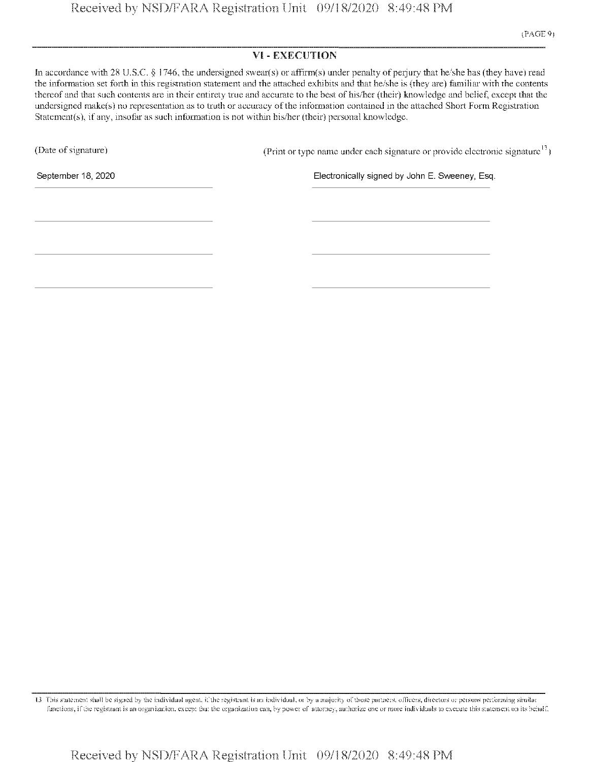## VI - EXECUTION

In accordance with 28 U.S.C. § 1746, the undersigned swear(s) or affirm(s) under penalty of perjury that he/she has (they have) read the information set forth in this registration statement and the attached exhibits and that he/she is (they are) familiar with the contents thereof and that such contents are in their entirety true and accurate to the best of his/her (their) knowledge and belief, except that the undersigned make(s) no representation as to truth or accuracy of the information contained in the attached Short Form Registration Statement(s), if any, insofar as such information is not within his/her (their) personal knowledge.

| (Date of signature) | (Print or type name under each signature or provide electronic signature[13]) |
| --- | --- |
| September 18, 2020 | Electronically signed by John E. Sweeney, Esq. |
| | |
| | |
| | |

13 This statement shall be signed by the individual agent, if the registrant is an individual, or by a majority of those partners, officers, directors or persons performing similar functions, if the registrant is an organization, except that the organization can, by power of attorney, authorize one or more individuals to execute this statement on its behalf.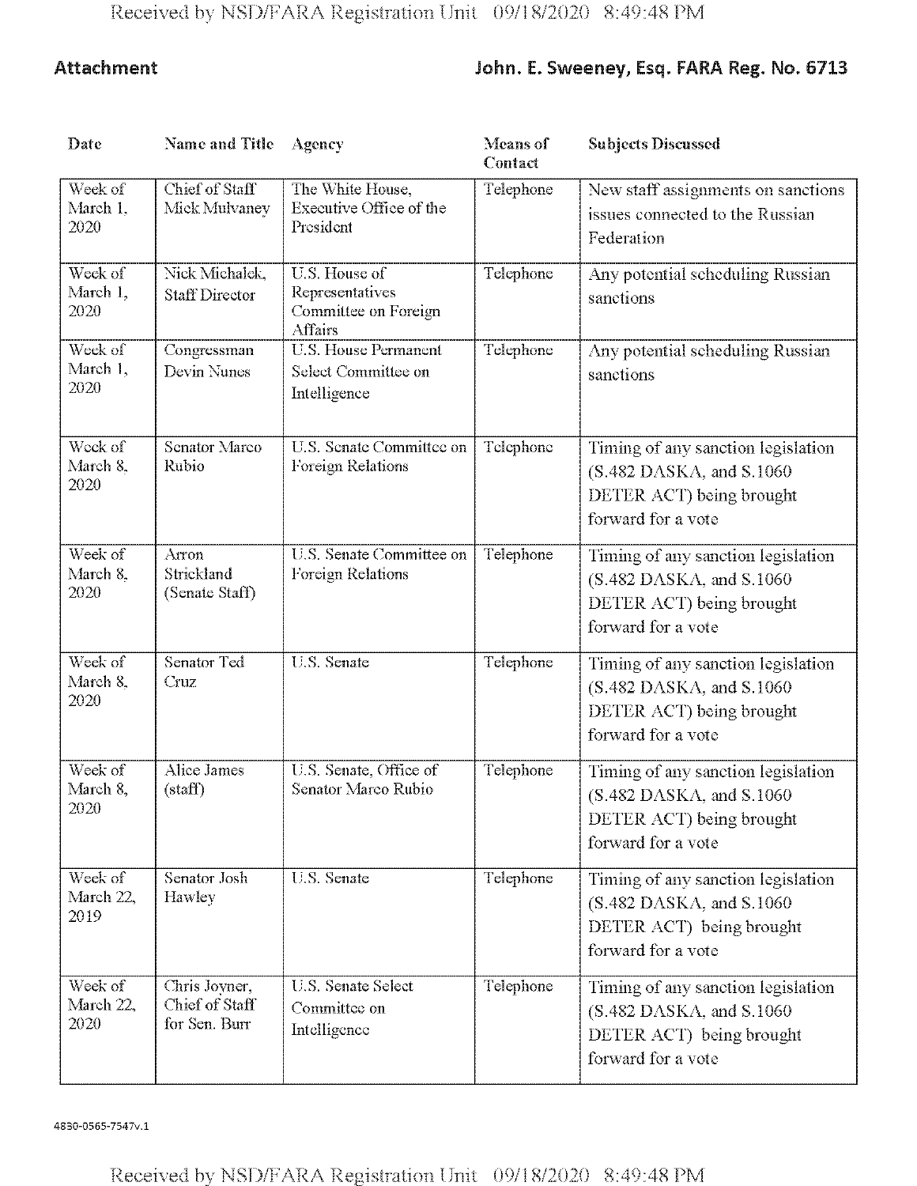**Attachment** **John. E. Sweeney, Esq. FARA Reg. No. 6713**

| Date | Name and Title | Agency | Means of Contact | Subjects Discussed |
|---|---|---|---|---|
| Week of March 1, 2020 | Chief of Staff Mick Mulvaney | The White House, Executive Office of the President | Telephone | New staff assignments on sanctions issues connected to the Russian Federation |
| Week of March 1, 2020 | Nick Michalek, Staff Director | U.S. House of Representatives Committee on Foreign Affairs | Telephone | Any potential scheduling Russian sanctions |
| Week of March 1, 2020 | Congressman Devin Nunes | U.S. House Permanent Select Committee on Intelligence | Telephone | Any potential scheduling Russian sanctions |
| Week of March 8, 2020 | Senator Marco Rubio | U.S. Senate Committee on Foreign Relations | Telephone | Timing of any sanction legislation (S.482 DASKA, and S.1060 DETER ACT) being brought forward for a vote |
| Week of March 8, 2020 | Arron Strickland (Senate Staff) | U.S. Senate Committee on Foreign Relations | Telephone | Timing of any sanction legislation (S.482 DASKA, and S.1060 DETER ACT) being brought forward for a vote |
| Week of March 8, 2020 | Senator Ted Cruz | U.S. Senate | Telephone | Timing of any sanction legislation (S.482 DASKA, and S.1060 DETER ACT) being brought forward for a vote |
| Week of March 8, 2020 | Alice James (staff) | U.S. Senate, Office of Senator Marco Rubio | Telephone | Timing of any sanction legislation (S.482 DASKA, and S.1060 DETER ACT) being brought forward for a vote |
| Week of March 22, 2019 | Senator Josh Hawley | U.S. Senate | Telephone | Timing of any sanction legislation (S.482 DASKA, and S.1060 DETER ACT) being brought forward for a vote |
| Week of March 22, 2020 | Chris Joyner, Chief of Staff for Sen. Burr | U.S. Senate Select Committee on Intelligence | Telephone | Timing of any sanction legislation (S.482 DASKA, and S.1060 DETER ACT) being brought forward for a vote |

4830-0565-7547v.1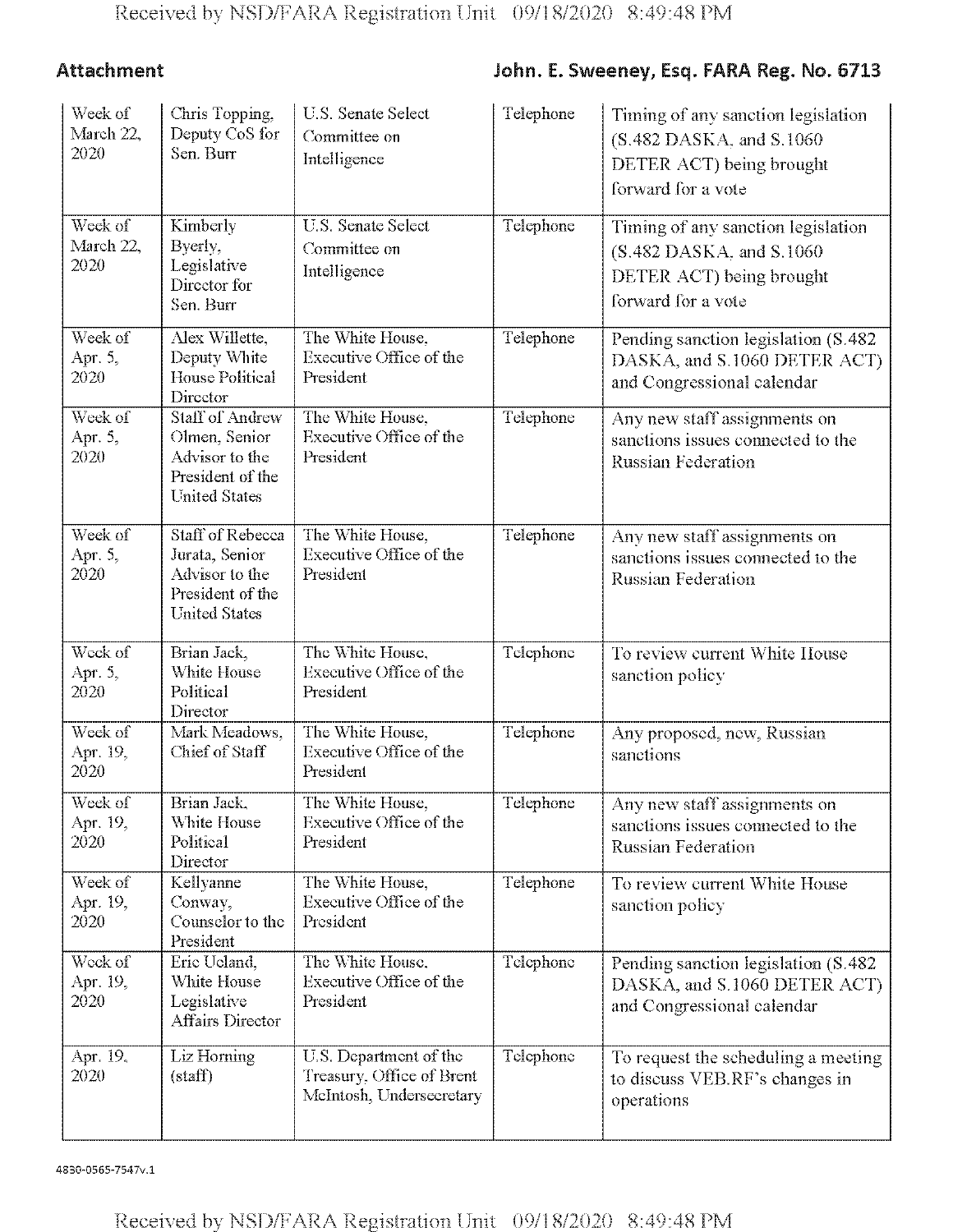**Attachment** **John. E. Sweeney, Esq. FARA Reg. No. 6713**

| | | | | |
|---|---|---|---|---|
| Week of March 22, 2020 | Chris Topping, Deputy CoS for Sen. Burr | U.S. Senate Select Committee on Intelligence | Telephone | Timing of any sanction legislation (S.482 DASKA, and S.1060 DETER ACT) being brought forward for a vote |
| Week of March 22, 2020 | Kimberly Byerly, Legislative Director for Sen. Burr | U.S. Senate Select Committee on Intelligence | Telephone | Timing of any sanction legislation (S.482 DASKA, and S.1060 DETER ACT) being brought forward for a vote |
| Week of Apr. 5, 2020 | Alex Willette, Deputy White House Political Director | The White House, Executive Office of the President | Telephone | Pending sanction legislation (S.482 DASKA, and S.1060 DETER ACT) and Congressional calendar |
| Week of Apr. 5, 2020 | Staff of Andrew Olmen, Senior Advisor to the President of the United States | The White House, Executive Office of the President | Telephone | Any new staff assignments on sanctions issues connected to the Russian Federation |
| Week of Apr. 5, 2020 | Staff of Rebecca Jurata, Senior Advisor to the President of the United States | The White House, Executive Office of the President | Telephone | Any new staff assignments on sanctions issues connected to the Russian Federation |
| Week of Apr. 5, 2020 | Brian Jack, White House Political Director | The White House, Executive Office of the President | Telephone | To review current White House sanction policy |
| Week of Apr. 19, 2020 | Mark Meadows, Chief of Staff | The White House, Executive Office of the President | Telephone | Any proposed, new, Russian sanctions |
| Week of Apr. 19, 2020 | Brian Jack, White House Political Director | The White House, Executive Office of the President | Telephone | Any new staff assignments on sanctions issues connected to the Russian Federation |
| Week of Apr. 19, 2020 | Kellyanne Conway, Counselor to the President | The White House, Executive Office of the President | Telephone | To review current White House sanction policy |
| Week of Apr. 19, 2020 | Eric Ueland, White House Legislative Affairs Director | The White House, Executive Office of the President | Telephone | Pending sanction legislation (S.482 DASKA, and S.1060 DETER ACT) and Congressional calendar |
| Apr. 19, 2020 | Liz Horning (staff) | U.S. Department of the Treasury, Office of Brent McIntosh, Undersecretary | Telephone | To request the scheduling a meeting to discuss VEB.RF's changes in operations |

4830-0565-7547v.1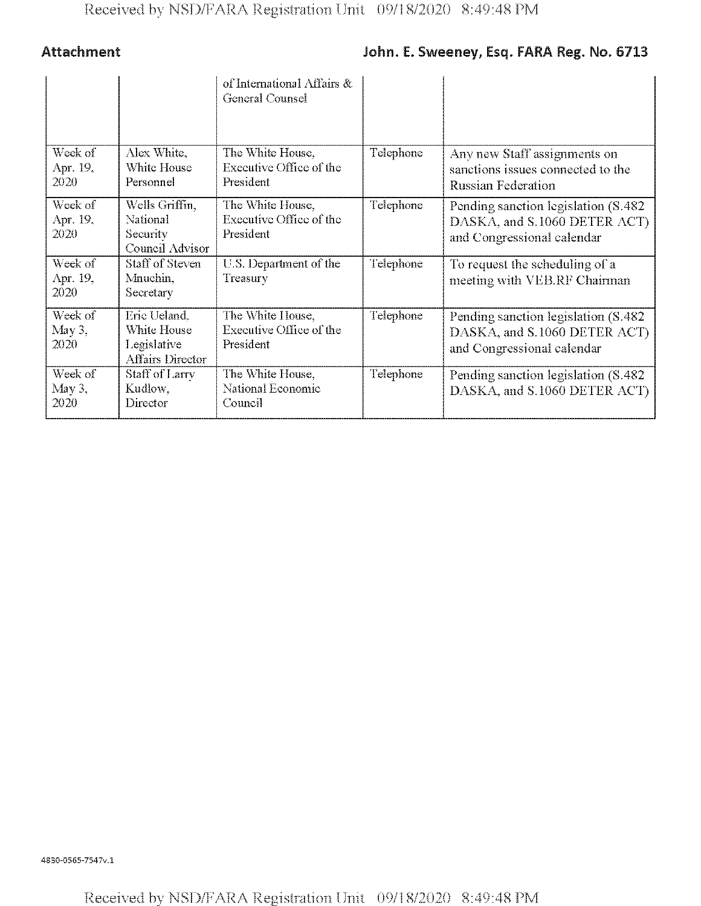**Attachment** **John. E. Sweeney, Esq. FARA Reg. No. 6713**

| | | | | |
|---|---|---|---|---|
| | | of International Affairs & General Counsel | | |
| Week of Apr. 19, 2020 | Alex White, White House Personnel | The White House, Executive Office of the President | Telephone | Any new Staff assignments on sanctions issues connected to the Russian Federation |
| Week of Apr. 19, 2020 | Wells Griffin, National Security Council Advisor | The White House, Executive Office of the President | Telephone | Pending sanction legislation (S.482 DASKA, and S.1060 DETER ACT) and Congressional calendar |
| Week of Apr. 19, 2020 | Staff of Steven Mnuchin, Secretary | U.S. Department of the Treasury | Telephone | To request the scheduling of a meeting with VEB.RF Chairman |
| Week of May 3, 2020 | Eric Ueland, White House Legislative Affairs Director | The White House, Executive Office of the President | Telephone | Pending sanction legislation (S.482 DASKA, and S.1060 DETER ACT) and Congressional calendar |
| Week of May 3, 2020 | Staff of Larry Kudlow, Director | The White House, National Economic Council | Telephone | Pending sanction legislation (S.482 DASKA, and S.1060 DETER ACT) |

4830-0565-7547v.1